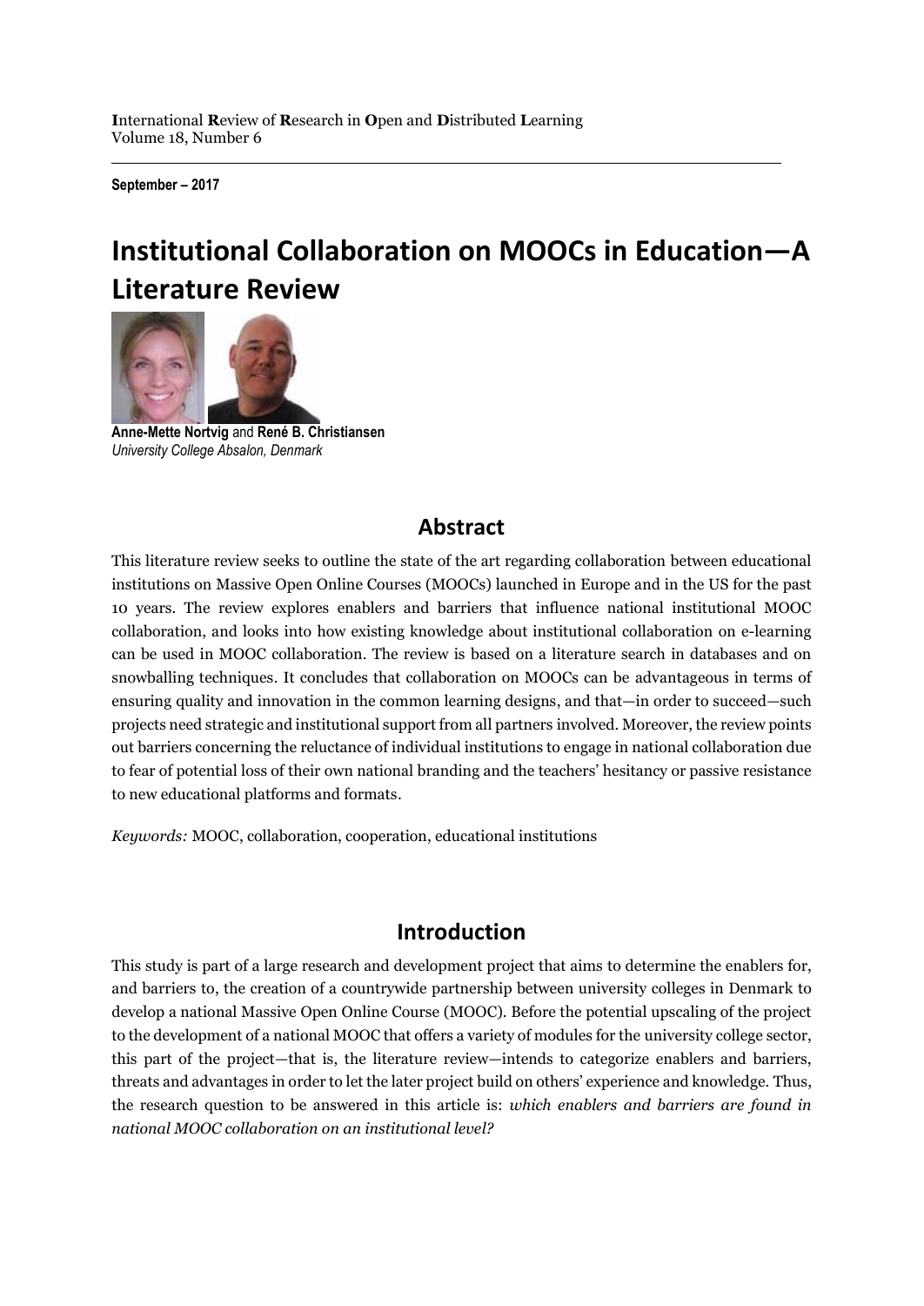**I**nternational **R**eview of **R**esearch in **O**pen and **D**istributed **L**earning
Volume 18, Number 6

**September – 2017**

# Institutional Collaboration on MOOCs in Education—A Literature Review

**Anne-Mette Nortvig** and **René B. Christiansen**
*University College Absalon, Denmark*

## Abstract

This literature review seeks to outline the state of the art regarding collaboration between educational institutions on Massive Open Online Courses (MOOCs) launched in Europe and in the US for the past 10 years. The review explores enablers and barriers that influence national institutional MOOC collaboration, and looks into how existing knowledge about institutional collaboration on e-learning can be used in MOOC collaboration. The review is based on a literature search in databases and on snowballing techniques. It concludes that collaboration on MOOCs can be advantageous in terms of ensuring quality and innovation in the common learning designs, and that—in order to succeed—such projects need strategic and institutional support from all partners involved. Moreover, the review points out barriers concerning the reluctance of individual institutions to engage in national collaboration due to fear of potential loss of their own national branding and the teachers' hesitancy or passive resistance to new educational platforms and formats.

*Keywords:* MOOC, collaboration, cooperation, educational institutions

## Introduction

This study is part of a large research and development project that aims to determine the enablers for, and barriers to, the creation of a countrywide partnership between university colleges in Denmark to develop a national Massive Open Online Course (MOOC). Before the potential upscaling of the project to the development of a national MOOC that offers a variety of modules for the university college sector, this part of the project—that is, the literature review—intends to categorize enablers and barriers, threats and advantages in order to let the later project build on others' experience and knowledge. Thus, the research question to be answered in this article is: *which enablers and barriers are found in national MOOC collaboration on an institutional level?*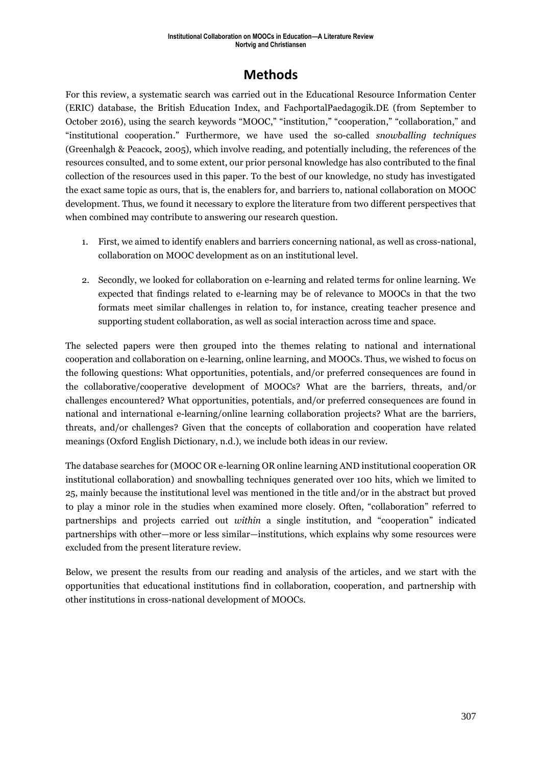# Methods

For this review, a systematic search was carried out in the Educational Resource Information Center (ERIC) database, the British Education Index, and FachportalPaedagogik.DE (from September to October 2016), using the search keywords "MOOC," "institution," "cooperation," "collaboration," and "institutional cooperation." Furthermore, we have used the so-called *snowballing techniques* (Greenhalgh & Peacock, 2005), which involve reading, and potentially including, the references of the resources consulted, and to some extent, our prior personal knowledge has also contributed to the final collection of the resources used in this paper. To the best of our knowledge, no study has investigated the exact same topic as ours, that is, the enablers for, and barriers to, national collaboration on MOOC development. Thus, we found it necessary to explore the literature from two different perspectives that when combined may contribute to answering our research question.

1. First, we aimed to identify enablers and barriers concerning national, as well as cross-national, collaboration on MOOC development as on an institutional level.

2. Secondly, we looked for collaboration on e-learning and related terms for online learning. We expected that findings related to e-learning may be of relevance to MOOCs in that the two formats meet similar challenges in relation to, for instance, creating teacher presence and supporting student collaboration, as well as social interaction across time and space.

The selected papers were then grouped into the themes relating to national and international cooperation and collaboration on e-learning, online learning, and MOOCs. Thus, we wished to focus on the following questions: What opportunities, potentials, and/or preferred consequences are found in the collaborative/cooperative development of MOOCs? What are the barriers, threats, and/or challenges encountered? What opportunities, potentials, and/or preferred consequences are found in national and international e-learning/online learning collaboration projects? What are the barriers, threats, and/or challenges? Given that the concepts of collaboration and cooperation have related meanings (Oxford English Dictionary, n.d.), we include both ideas in our review.

The database searches for (MOOC OR e-learning OR online learning AND institutional cooperation OR institutional collaboration) and snowballing techniques generated over 100 hits, which we limited to 25, mainly because the institutional level was mentioned in the title and/or in the abstract but proved to play a minor role in the studies when examined more closely. Often, "collaboration" referred to partnerships and projects carried out *within* a single institution, and "cooperation" indicated partnerships with other—more or less similar—institutions, which explains why some resources were excluded from the present literature review.

Below, we present the results from our reading and analysis of the articles, and we start with the opportunities that educational institutions find in collaboration, cooperation, and partnership with other institutions in cross-national development of MOOCs.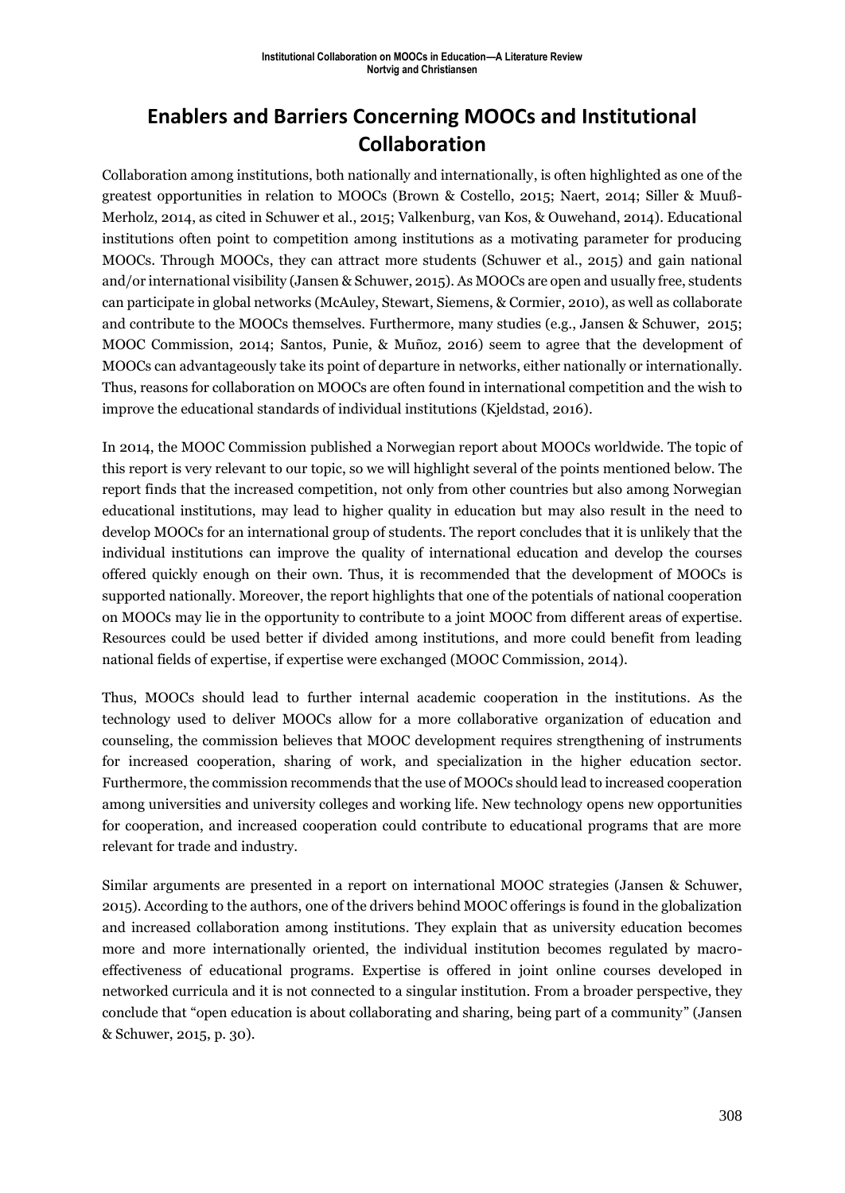# Enablers and Barriers Concerning MOOCs and Institutional Collaboration

Collaboration among institutions, both nationally and internationally, is often highlighted as one of the greatest opportunities in relation to MOOCs (Brown & Costello, 2015; Naert, 2014; Siller & Muuß-Merholz, 2014, as cited in Schuwer et al., 2015; Valkenburg, van Kos, & Ouwehand, 2014). Educational institutions often point to competition among institutions as a motivating parameter for producing MOOCs. Through MOOCs, they can attract more students (Schuwer et al., 2015) and gain national and/or international visibility (Jansen & Schuwer, 2015). As MOOCs are open and usually free, students can participate in global networks (McAuley, Stewart, Siemens, & Cormier, 2010), as well as collaborate and contribute to the MOOCs themselves. Furthermore, many studies (e.g., Jansen & Schuwer, 2015; MOOC Commission, 2014; Santos, Punie, & Muñoz, 2016) seem to agree that the development of MOOCs can advantageously take its point of departure in networks, either nationally or internationally. Thus, reasons for collaboration on MOOCs are often found in international competition and the wish to improve the educational standards of individual institutions (Kjeldstad, 2016).

In 2014, the MOOC Commission published a Norwegian report about MOOCs worldwide. The topic of this report is very relevant to our topic, so we will highlight several of the points mentioned below. The report finds that the increased competition, not only from other countries but also among Norwegian educational institutions, may lead to higher quality in education but may also result in the need to develop MOOCs for an international group of students. The report concludes that it is unlikely that the individual institutions can improve the quality of international education and develop the courses offered quickly enough on their own. Thus, it is recommended that the development of MOOCs is supported nationally. Moreover, the report highlights that one of the potentials of national cooperation on MOOCs may lie in the opportunity to contribute to a joint MOOC from different areas of expertise. Resources could be used better if divided among institutions, and more could benefit from leading national fields of expertise, if expertise were exchanged (MOOC Commission, 2014).

Thus, MOOCs should lead to further internal academic cooperation in the institutions. As the technology used to deliver MOOCs allow for a more collaborative organization of education and counseling, the commission believes that MOOC development requires strengthening of instruments for increased cooperation, sharing of work, and specialization in the higher education sector. Furthermore, the commission recommends that the use of MOOCs should lead to increased cooperation among universities and university colleges and working life. New technology opens new opportunities for cooperation, and increased cooperation could contribute to educational programs that are more relevant for trade and industry.

Similar arguments are presented in a report on international MOOC strategies (Jansen & Schuwer, 2015). According to the authors, one of the drivers behind MOOC offerings is found in the globalization and increased collaboration among institutions. They explain that as university education becomes more and more internationally oriented, the individual institution becomes regulated by macro-effectiveness of educational programs. Expertise is offered in joint online courses developed in networked curricula and it is not connected to a singular institution. From a broader perspective, they conclude that "open education is about collaborating and sharing, being part of a community" (Jansen & Schuwer, 2015, p. 30).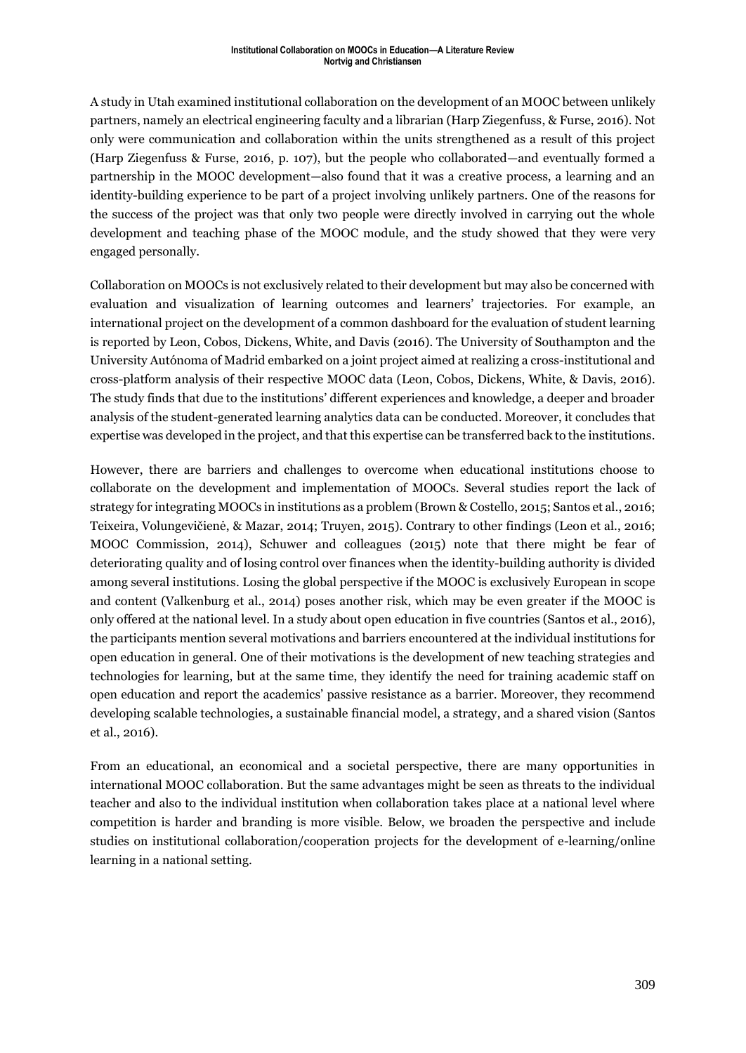A study in Utah examined institutional collaboration on the development of an MOOC between unlikely partners, namely an electrical engineering faculty and a librarian (Harp Ziegenfuss, & Furse, 2016). Not only were communication and collaboration within the units strengthened as a result of this project (Harp Ziegenfuss & Furse, 2016, p. 107), but the people who collaborated—and eventually formed a partnership in the MOOC development—also found that it was a creative process, a learning and an identity-building experience to be part of a project involving unlikely partners. One of the reasons for the success of the project was that only two people were directly involved in carrying out the whole development and teaching phase of the MOOC module, and the study showed that they were very engaged personally.

Collaboration on MOOCs is not exclusively related to their development but may also be concerned with evaluation and visualization of learning outcomes and learners' trajectories. For example, an international project on the development of a common dashboard for the evaluation of student learning is reported by Leon, Cobos, Dickens, White, and Davis (2016). The University of Southampton and the University Autónoma of Madrid embarked on a joint project aimed at realizing a cross-institutional and cross-platform analysis of their respective MOOC data (Leon, Cobos, Dickens, White, & Davis, 2016). The study finds that due to the institutions' different experiences and knowledge, a deeper and broader analysis of the student-generated learning analytics data can be conducted. Moreover, it concludes that expertise was developed in the project, and that this expertise can be transferred back to the institutions.

However, there are barriers and challenges to overcome when educational institutions choose to collaborate on the development and implementation of MOOCs. Several studies report the lack of strategy for integrating MOOCs in institutions as a problem (Brown & Costello, 2015; Santos et al., 2016; Teixeira, Volungevičienė, & Mazar, 2014; Truyen, 2015). Contrary to other findings (Leon et al., 2016; MOOC Commission, 2014), Schuwer and colleagues (2015) note that there might be fear of deteriorating quality and of losing control over finances when the identity-building authority is divided among several institutions. Losing the global perspective if the MOOC is exclusively European in scope and content (Valkenburg et al., 2014) poses another risk, which may be even greater if the MOOC is only offered at the national level. In a study about open education in five countries (Santos et al., 2016), the participants mention several motivations and barriers encountered at the individual institutions for open education in general. One of their motivations is the development of new teaching strategies and technologies for learning, but at the same time, they identify the need for training academic staff on open education and report the academics' passive resistance as a barrier. Moreover, they recommend developing scalable technologies, a sustainable financial model, a strategy, and a shared vision (Santos et al., 2016).

From an educational, an economical and a societal perspective, there are many opportunities in international MOOC collaboration. But the same advantages might be seen as threats to the individual teacher and also to the individual institution when collaboration takes place at a national level where competition is harder and branding is more visible. Below, we broaden the perspective and include studies on institutional collaboration/cooperation projects for the development of e-learning/online learning in a national setting.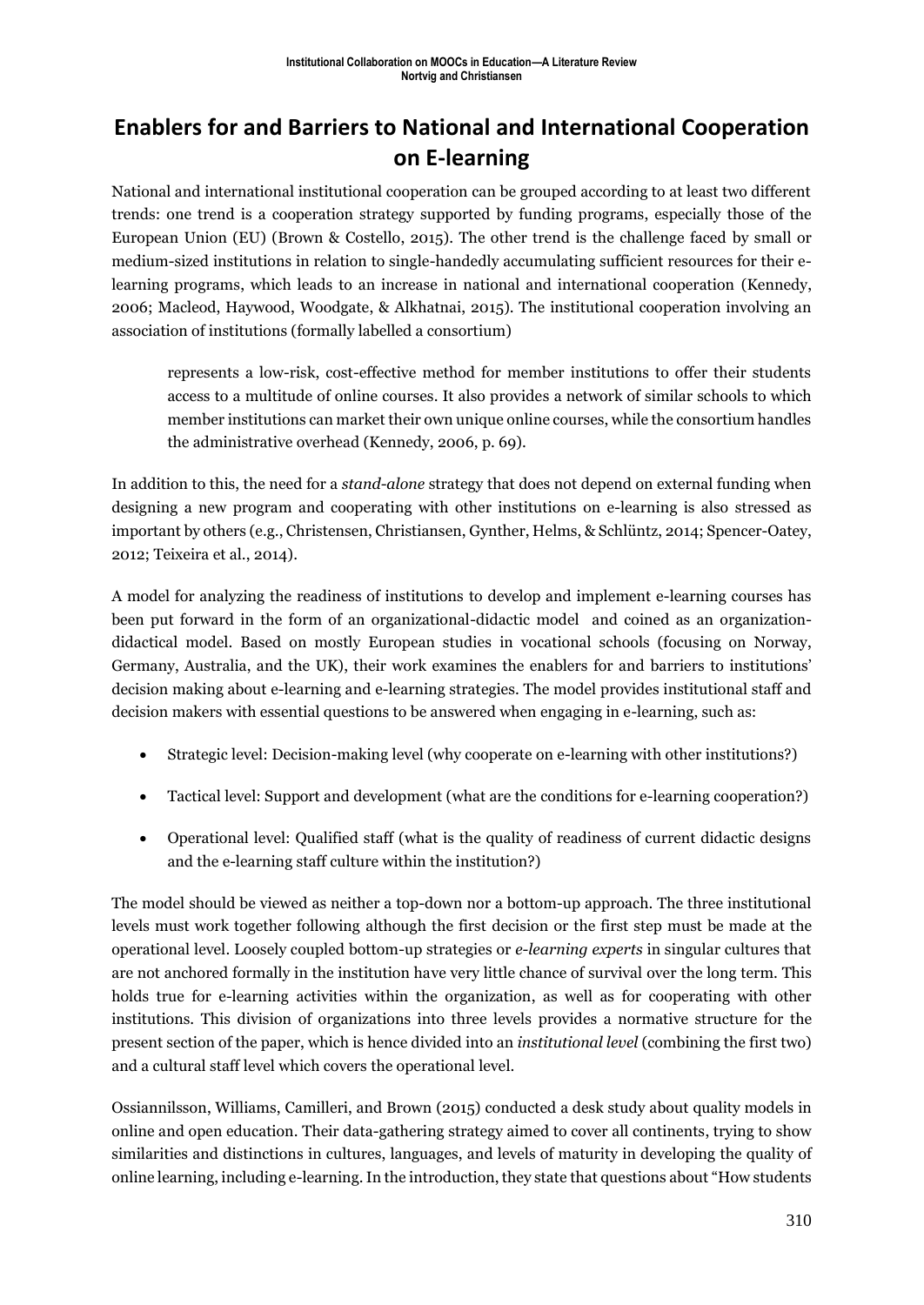## Enablers for and Barriers to National and International Cooperation on E-learning

National and international institutional cooperation can be grouped according to at least two different trends: one trend is a cooperation strategy supported by funding programs, especially those of the European Union (EU) (Brown & Costello, 2015). The other trend is the challenge faced by small or medium-sized institutions in relation to single-handedly accumulating sufficient resources for their e-learning programs, which leads to an increase in national and international cooperation (Kennedy, 2006; Macleod, Haywood, Woodgate, & Alkhatnai, 2015). The institutional cooperation involving an association of institutions (formally labelled a consortium)

> represents a low-risk, cost-effective method for member institutions to offer their students access to a multitude of online courses. It also provides a network of similar schools to which member institutions can market their own unique online courses, while the consortium handles the administrative overhead (Kennedy, 2006, p. 69).

In addition to this, the need for a *stand-alone* strategy that does not depend on external funding when designing a new program and cooperating with other institutions on e-learning is also stressed as important by others (e.g., Christensen, Christiansen, Gynther, Helms, & Schlüntz, 2014; Spencer-Oatey, 2012; Teixeira et al., 2014).

A model for analyzing the readiness of institutions to develop and implement e-learning courses has been put forward in the form of an organizational-didactic model and coined as an organization-didactical model. Based on mostly European studies in vocational schools (focusing on Norway, Germany, Australia, and the UK), their work examines the enablers for and barriers to institutions' decision making about e-learning and e-learning strategies. The model provides institutional staff and decision makers with essential questions to be answered when engaging in e-learning, such as:

- Strategic level: Decision-making level (why cooperate on e-learning with other institutions?)
- Tactical level: Support and development (what are the conditions for e-learning cooperation?)
- Operational level: Qualified staff (what is the quality of readiness of current didactic designs and the e-learning staff culture within the institution?)

The model should be viewed as neither a top-down nor a bottom-up approach. The three institutional levels must work together following although the first decision or the first step must be made at the operational level. Loosely coupled bottom-up strategies or *e-learning experts* in singular cultures that are not anchored formally in the institution have very little chance of survival over the long term. This holds true for e-learning activities within the organization, as well as for cooperating with other institutions. This division of organizations into three levels provides a normative structure for the present section of the paper, which is hence divided into an *institutional level* (combining the first two) and a cultural staff level which covers the operational level.

Ossiannilsson, Williams, Camilleri, and Brown (2015) conducted a desk study about quality models in online and open education. Their data-gathering strategy aimed to cover all continents, trying to show similarities and distinctions in cultures, languages, and levels of maturity in developing the quality of online learning, including e-learning. In the introduction, they state that questions about "How students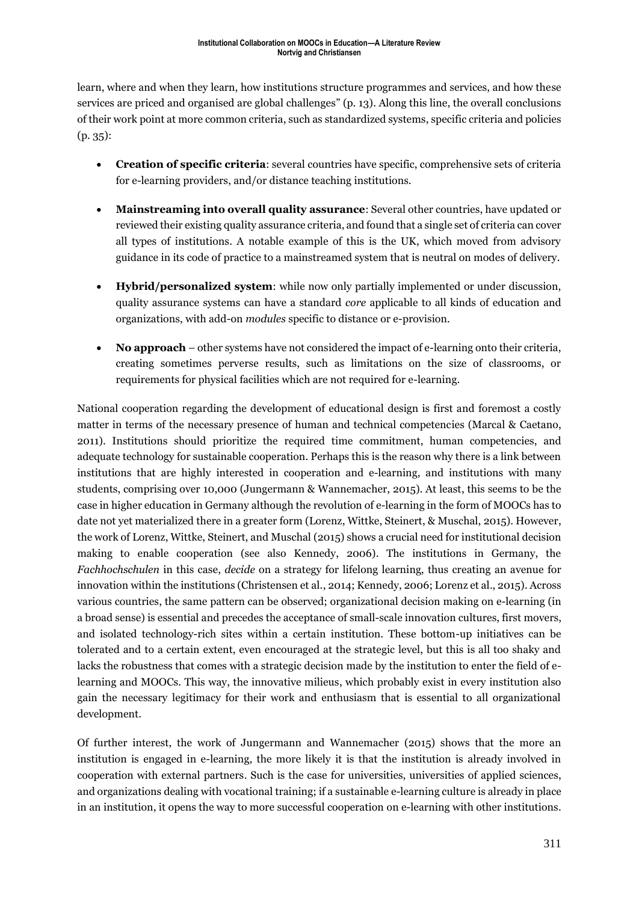learn, where and when they learn, how institutions structure programmes and services, and how these services are priced and organised are global challenges" (p. 13). Along this line, the overall conclusions of their work point at more common criteria, such as standardized systems, specific criteria and policies (p. 35):

- **Creation of specific criteria**: several countries have specific, comprehensive sets of criteria for e-learning providers, and/or distance teaching institutions.
- **Mainstreaming into overall quality assurance**: Several other countries, have updated or reviewed their existing quality assurance criteria, and found that a single set of criteria can cover all types of institutions. A notable example of this is the UK, which moved from advisory guidance in its code of practice to a mainstreamed system that is neutral on modes of delivery.
- **Hybrid/personalized system**: while now only partially implemented or under discussion, quality assurance systems can have a standard *core* applicable to all kinds of education and organizations, with add-on *modules* specific to distance or e-provision.
- **No approach** – other systems have not considered the impact of e-learning onto their criteria, creating sometimes perverse results, such as limitations on the size of classrooms, or requirements for physical facilities which are not required for e-learning.

National cooperation regarding the development of educational design is first and foremost a costly matter in terms of the necessary presence of human and technical competencies (Marcal & Caetano, 2011). Institutions should prioritize the required time commitment, human competencies, and adequate technology for sustainable cooperation. Perhaps this is the reason why there is a link between institutions that are highly interested in cooperation and e-learning, and institutions with many students, comprising over 10,000 (Jungermann & Wannemacher, 2015). At least, this seems to be the case in higher education in Germany although the revolution of e-learning in the form of MOOCs has to date not yet materialized there in a greater form (Lorenz, Wittke, Steinert, & Muschal, 2015). However, the work of Lorenz, Wittke, Steinert, and Muschal (2015) shows a crucial need for institutional decision making to enable cooperation (see also Kennedy, 2006). The institutions in Germany, the *Fachhochschulen* in this case, *decide* on a strategy for lifelong learning, thus creating an avenue for innovation within the institutions (Christensen et al., 2014; Kennedy, 2006; Lorenz et al., 2015). Across various countries, the same pattern can be observed; organizational decision making on e-learning (in a broad sense) is essential and precedes the acceptance of small-scale innovation cultures, first movers, and isolated technology-rich sites within a certain institution. These bottom-up initiatives can be tolerated and to a certain extent, even encouraged at the strategic level, but this is all too shaky and lacks the robustness that comes with a strategic decision made by the institution to enter the field of e-learning and MOOCs. This way, the innovative milieus, which probably exist in every institution also gain the necessary legitimacy for their work and enthusiasm that is essential to all organizational development.

Of further interest, the work of Jungermann and Wannemacher (2015) shows that the more an institution is engaged in e-learning, the more likely it is that the institution is already involved in cooperation with external partners. Such is the case for universities, universities of applied sciences, and organizations dealing with vocational training; if a sustainable e-learning culture is already in place in an institution, it opens the way to more successful cooperation on e-learning with other institutions.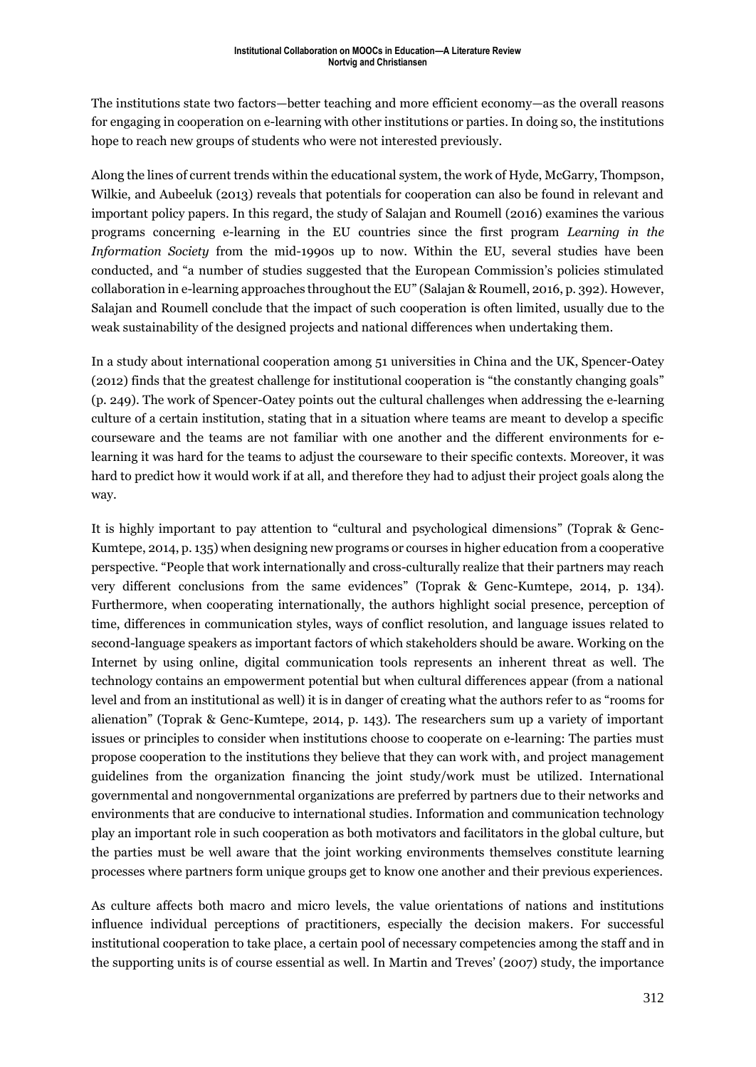The institutions state two factors—better teaching and more efficient economy—as the overall reasons for engaging in cooperation on e-learning with other institutions or parties. In doing so, the institutions hope to reach new groups of students who were not interested previously.

Along the lines of current trends within the educational system, the work of Hyde, McGarry, Thompson, Wilkie, and Aubeeluk (2013) reveals that potentials for cooperation can also be found in relevant and important policy papers. In this regard, the study of Salajan and Roumell (2016) examines the various programs concerning e-learning in the EU countries since the first program *Learning in the Information Society* from the mid-1990s up to now. Within the EU, several studies have been conducted, and "a number of studies suggested that the European Commission's policies stimulated collaboration in e-learning approaches throughout the EU" (Salajan & Roumell, 2016, p. 392). However, Salajan and Roumell conclude that the impact of such cooperation is often limited, usually due to the weak sustainability of the designed projects and national differences when undertaking them.

In a study about international cooperation among 51 universities in China and the UK, Spencer-Oatey (2012) finds that the greatest challenge for institutional cooperation is "the constantly changing goals" (p. 249). The work of Spencer-Oatey points out the cultural challenges when addressing the e-learning culture of a certain institution, stating that in a situation where teams are meant to develop a specific courseware and the teams are not familiar with one another and the different environments for e-learning it was hard for the teams to adjust the courseware to their specific contexts. Moreover, it was hard to predict how it would work if at all, and therefore they had to adjust their project goals along the way.

It is highly important to pay attention to "cultural and psychological dimensions" (Toprak & Genc-Kumtepe, 2014, p. 135) when designing new programs or courses in higher education from a cooperative perspective. "People that work internationally and cross-culturally realize that their partners may reach very different conclusions from the same evidences" (Toprak & Genc-Kumtepe, 2014, p. 134). Furthermore, when cooperating internationally, the authors highlight social presence, perception of time, differences in communication styles, ways of conflict resolution, and language issues related to second-language speakers as important factors of which stakeholders should be aware. Working on the Internet by using online, digital communication tools represents an inherent threat as well. The technology contains an empowerment potential but when cultural differences appear (from a national level and from an institutional as well) it is in danger of creating what the authors refer to as "rooms for alienation" (Toprak & Genc-Kumtepe, 2014, p. 143). The researchers sum up a variety of important issues or principles to consider when institutions choose to cooperate on e-learning: The parties must propose cooperation to the institutions they believe that they can work with, and project management guidelines from the organization financing the joint study/work must be utilized. International governmental and nongovernmental organizations are preferred by partners due to their networks and environments that are conducive to international studies. Information and communication technology play an important role in such cooperation as both motivators and facilitators in the global culture, but the parties must be well aware that the joint working environments themselves constitute learning processes where partners form unique groups get to know one another and their previous experiences.

As culture affects both macro and micro levels, the value orientations of nations and institutions influence individual perceptions of practitioners, especially the decision makers. For successful institutional cooperation to take place, a certain pool of necessary competencies among the staff and in the supporting units is of course essential as well. In Martin and Treves' (2007) study, the importance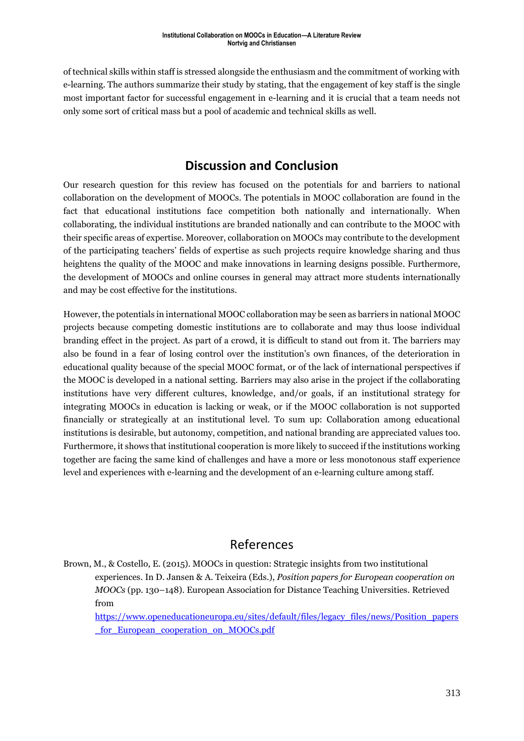of technical skills within staff is stressed alongside the enthusiasm and the commitment of working with e-learning. The authors summarize their study by stating, that the engagement of key staff is the single most important factor for successful engagement in e-learning and it is crucial that a team needs not only some sort of critical mass but a pool of academic and technical skills as well.

## Discussion and Conclusion

Our research question for this review has focused on the potentials for and barriers to national collaboration on the development of MOOCs. The potentials in MOOC collaboration are found in the fact that educational institutions face competition both nationally and internationally. When collaborating, the individual institutions are branded nationally and can contribute to the MOOC with their specific areas of expertise. Moreover, collaboration on MOOCs may contribute to the development of the participating teachers' fields of expertise as such projects require knowledge sharing and thus heightens the quality of the MOOC and make innovations in learning designs possible. Furthermore, the development of MOOCs and online courses in general may attract more students internationally and may be cost effective for the institutions.

However, the potentials in international MOOC collaboration may be seen as barriers in national MOOC projects because competing domestic institutions are to collaborate and may thus loose individual branding effect in the project. As part of a crowd, it is difficult to stand out from it. The barriers may also be found in a fear of losing control over the institution's own finances, of the deterioration in educational quality because of the special MOOC format, or of the lack of international perspectives if the MOOC is developed in a national setting. Barriers may also arise in the project if the collaborating institutions have very different cultures, knowledge, and/or goals, if an institutional strategy for integrating MOOCs in education is lacking or weak, or if the MOOC collaboration is not supported financially or strategically at an institutional level. To sum up: Collaboration among educational institutions is desirable, but autonomy, competition, and national branding are appreciated values too. Furthermore, it shows that institutional cooperation is more likely to succeed if the institutions working together are facing the same kind of challenges and have a more or less monotonous staff experience level and experiences with e-learning and the development of an e-learning culture among staff.

## References

Brown, M., & Costello, E. (2015). MOOCs in question: Strategic insights from two institutional experiences. In D. Jansen & A. Teixeira (Eds.), *Position papers for European cooperation on MOOCs* (pp. 130–148). European Association for Distance Teaching Universities. Retrieved from https://www.openeducationeuropa.eu/sites/default/files/legacy_files/news/Position_papers_for_European_cooperation_on_MOOCs.pdf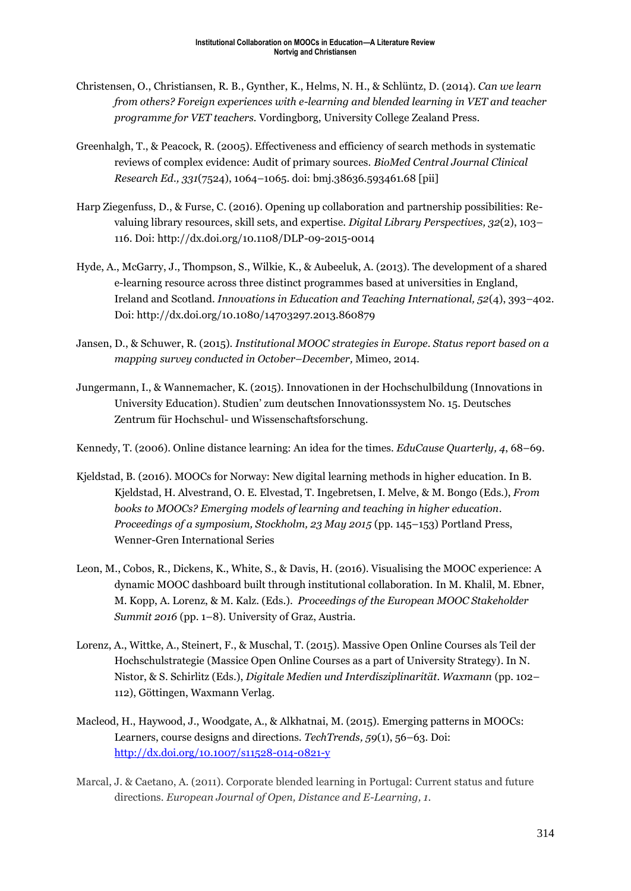Christensen, O., Christiansen, R. B., Gynther, K., Helms, N. H., & Schlüntz, D. (2014). *Can we learn from others? Foreign experiences with e-learning and blended learning in VET and teacher programme for VET teachers*. Vordingborg, University College Zealand Press.

Greenhalgh, T., & Peacock, R. (2005). Effectiveness and efficiency of search methods in systematic reviews of complex evidence: Audit of primary sources. *BioMed Central Journal Clinical Research Ed., 331*(7524), 1064–1065. doi: bmj.38636.593461.68 [pii]

Harp Ziegenfuss, D., & Furse, C. (2016). Opening up collaboration and partnership possibilities: Re-valuing library resources, skill sets, and expertise. *Digital Library Perspectives, 32*(2), 103–116. Doi: http://dx.doi.org/10.1108/DLP-09-2015-0014

Hyde, A., McGarry, J., Thompson, S., Wilkie, K., & Aubeeluk, A. (2013). The development of a shared e-learning resource across three distinct programmes based at universities in England, Ireland and Scotland. *Innovations in Education and Teaching International, 52*(4), 393–402. Doi: http://dx.doi.org/10.1080/14703297.2013.860879

Jansen, D., & Schuwer, R. (2015). *Institutional MOOC strategies in Europe. Status report based on a mapping survey conducted in October–December,* Mimeo, 2014.

Jungermann, I., & Wannemacher, K. (2015). Innovationen in der Hochschulbildung (Innovations in University Education). Studien' zum deutschen Innovationssystem No. 15. Deutsches Zentrum für Hochschul- und Wissenschaftsforschung.

Kennedy, T. (2006). Online distance learning: An idea for the times. *EduCause Quarterly, 4*, 68–69.

Kjeldstad, B. (2016). MOOCs for Norway: New digital learning methods in higher education. In B. Kjeldstad, H. Alvestrand, O. E. Elvestad, T. Ingebretsen, I. Melve, & M. Bongo (Eds.), *From books to MOOCs? Emerging models of learning and teaching in higher education. Proceedings of a symposium, Stockholm, 23 May 2015* (pp. 145–153) Portland Press, Wenner-Gren International Series

Leon, M., Cobos, R., Dickens, K., White, S., & Davis, H. (2016). Visualising the MOOC experience: A dynamic MOOC dashboard built through institutional collaboration. In M. Khalil, M. Ebner, M. Kopp, A. Lorenz, & M. Kalz. (Eds.). *Proceedings of the European MOOC Stakeholder Summit 2016* (pp. 1–8). University of Graz, Austria.

Lorenz, A., Wittke, A., Steinert, F., & Muschal, T. (2015). Massive Open Online Courses als Teil der Hochschulstrategie (Massice Open Online Courses as a part of University Strategy). In N. Nistor, & S. Schirlitz (Eds.), *Digitale Medien und Interdisziplinarität. Waxmann* (pp. 102–112), Göttingen, Waxmann Verlag.

Macleod, H., Haywood, J., Woodgate, A., & Alkhatnai, M. (2015). Emerging patterns in MOOCs: Learners, course designs and directions. *TechTrends, 59*(1), 56–63. Doi: http://dx.doi.org/10.1007/s11528-014-0821-y

Marcal, J. & Caetano, A. (2011). Corporate blended learning in Portugal: Current status and future directions. *European Journal of Open, Distance and E-Learning, 1*.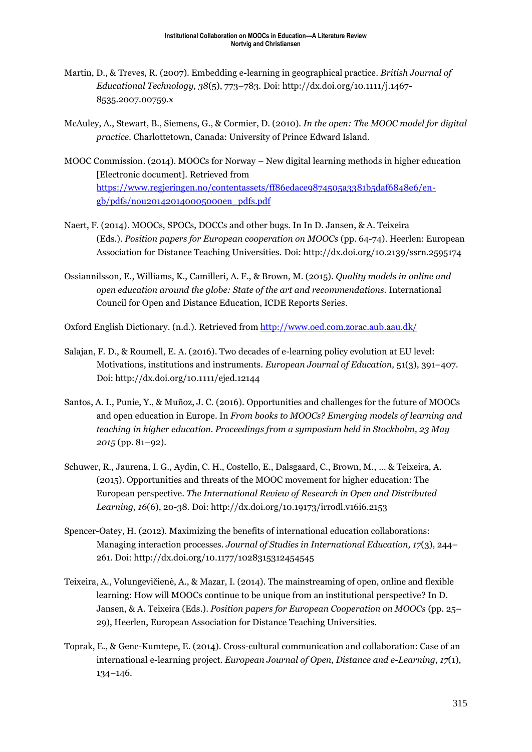Martin, D., & Treves, R. (2007). Embedding e-learning in geographical practice. *British Journal of Educational Technology, 38*(5), 773–783. Doi: http://dx.doi.org/10.1111/j.1467-8535.2007.00759.x

McAuley, A., Stewart, B., Siemens, G., & Cormier, D. (2010). *In the open: The MOOC model for digital practice*. Charlottetown, Canada: University of Prince Edward Island.

MOOC Commission. (2014). MOOCs for Norway – New digital learning methods in higher education [Electronic document]. Retrieved from https://www.regjeringen.no/contentassets/ff86edace9874505a3381b5daf6848e6/en-gb/pdfs/nou201420140005000en_pdfs.pdf

Naert, F. (2014). MOOCs, SPOCs, DOCCs and other bugs. In In D. Jansen, & A. Teixeira (Eds.). *Position papers for European cooperation on MOOCs* (pp. 64-74). Heerlen: European Association for Distance Teaching Universities. Doi: http://dx.doi.org/10.2139/ssrn.2595174

Ossiannilsson, E., Williams, K., Camilleri, A. F., & Brown, M. (2015). *Quality models in online and open education around the globe: State of the art and recommendations.* International Council for Open and Distance Education, ICDE Reports Series.

Oxford English Dictionary. (n.d.). Retrieved from http://www.oed.com.zorac.aub.aau.dk/

Salajan, F. D., & Roumell, E. A. (2016). Two decades of e-learning policy evolution at EU level: Motivations, institutions and instruments. *European Journal of Education,* 51(3), 391–407. Doi: http://dx.doi.org/10.1111/ejed.12144

Santos, A. I., Punie, Y., & Muñoz, J. C. (2016). Opportunities and challenges for the future of MOOCs and open education in Europe. In *From books to MOOCs? Emerging models of learning and teaching in higher education. Proceedings from a symposium held in Stockholm, 23 May 2015* (pp. 81–92).

Schuwer, R., Jaurena, I. G., Aydin, C. H., Costello, E., Dalsgaard, C., Brown, M., … & Teixeira, A. (2015). Opportunities and threats of the MOOC movement for higher education: The European perspective. *The International Review of Research in Open and Distributed Learning, 16*(6), 20-38. Doi: http://dx.doi.org/10.19173/irrodl.v16i6.2153

Spencer-Oatey, H. (2012). Maximizing the benefits of international education collaborations: Managing interaction processes. *Journal of Studies in International Education, 17*(3), 244–261. Doi: http://dx.doi.org/10.1177/1028315312454545

Teixeira, A., Volungevičienė, A., & Mazar, I. (2014). The mainstreaming of open, online and flexible learning: How will MOOCs continue to be unique from an institutional perspective? In D. Jansen, & A. Teixeira (Eds.). *Position papers for European Cooperation on MOOCs* (pp. 25–29), Heerlen, European Association for Distance Teaching Universities.

Toprak, E., & Genc-Kumtepe, E. (2014). Cross-cultural communication and collaboration: Case of an international e-learning project. *European Journal of Open, Distance and e-Learning, 17*(1), 134–146.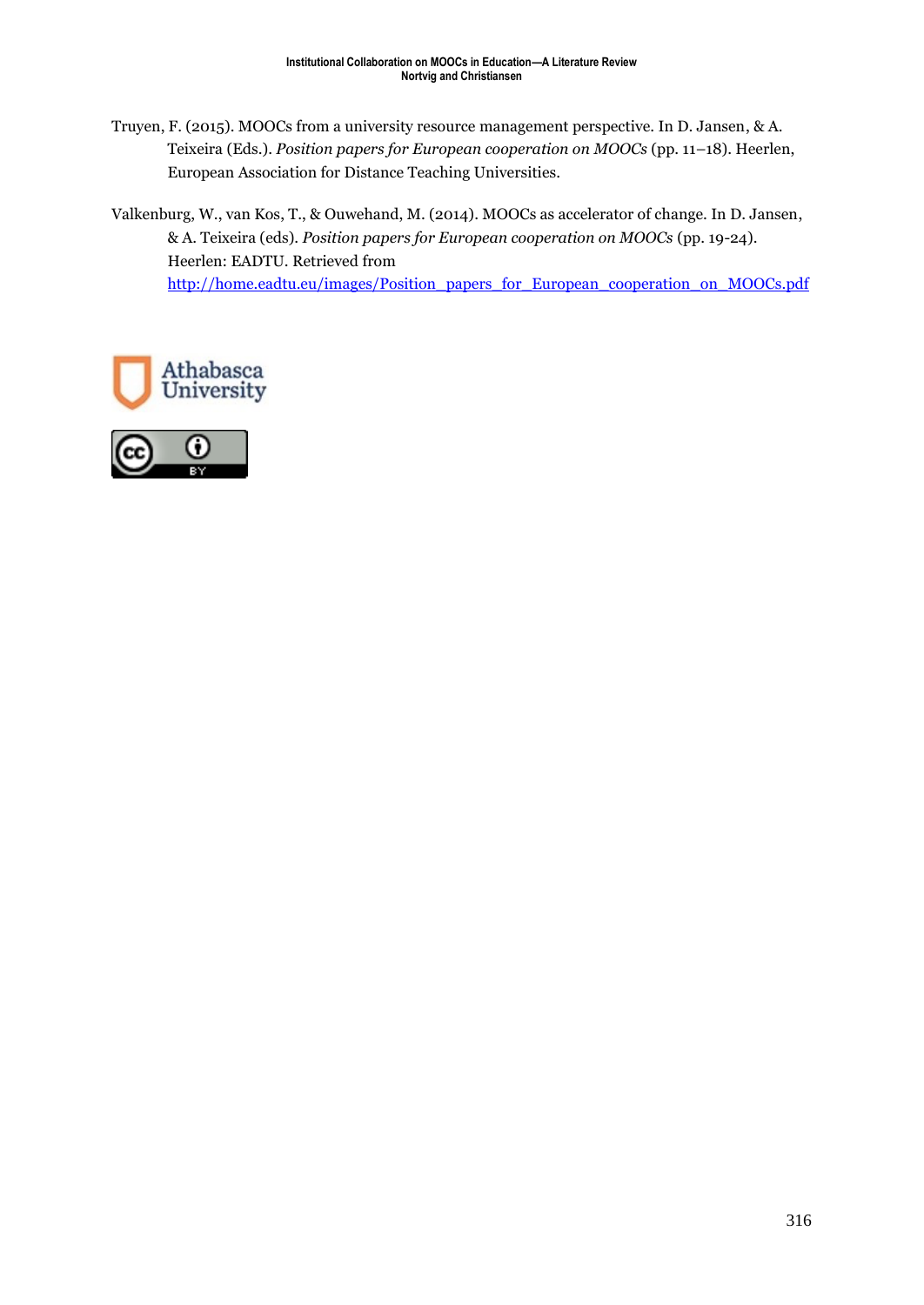Truyen, F. (2015). MOOCs from a university resource management perspective. In D. Jansen, & A. Teixeira (Eds.). *Position papers for European cooperation on MOOCs* (pp. 11–18). Heerlen, European Association for Distance Teaching Universities.

Valkenburg, W., van Kos, T., & Ouwehand, M. (2014). MOOCs as accelerator of change. In D. Jansen, & A. Teixeira (eds). *Position papers for European cooperation on MOOCs* (pp. 19-24). Heerlen: EADTU. Retrieved from http://home.eadtu.eu/images/Position_papers_for_European_cooperation_on_MOOCs.pdf